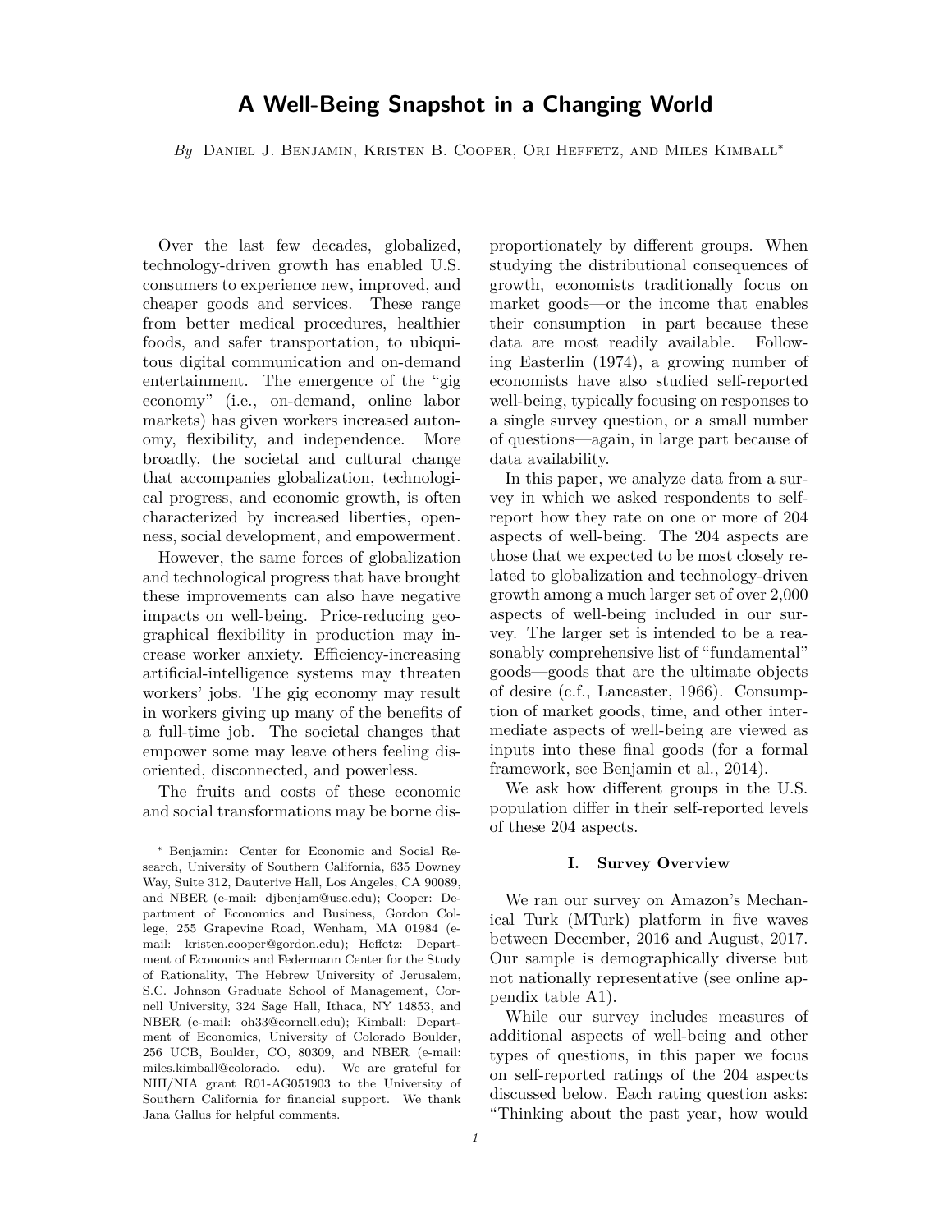# A Well-Being Snapshot in a Changing World

*By* Daniel J. Benjamin, Kristen B. Cooper, Ori Heffetz, and Miles Kimball*

Over the last few decades, globalized, technology-driven growth has enabled U.S. consumers to experience new, improved, and cheaper goods and services. These range from better medical procedures, healthier foods, and safer transportation, to ubiquitous digital communication and on-demand entertainment. The emergence of the "gig economy" (i.e., on-demand, online labor markets) has given workers increased autonomy, flexibility, and independence. More broadly, the societal and cultural change that accompanies globalization, technological progress, and economic growth, is often characterized by increased liberties, openness, social development, and empowerment.

However, the same forces of globalization and technological progress that have brought these improvements can also have negative impacts on well-being. Price-reducing geographical flexibility in production may increase worker anxiety. Efficiency-increasing artificial-intelligence systems may threaten workers' jobs. The gig economy may result in workers giving up many of the benefits of a full-time job. The societal changes that empower some may leave others feeling disoriented, disconnected, and powerless.

The fruits and costs of these economic and social transformations may be borne disproportionately by different groups. When studying the distributional consequences of growth, economists traditionally focus on market goods—or the income that enables their consumption—in part because these data are most readily available. Following Easterlin (1974), a growing number of economists have also studied self-reported well-being, typically focusing on responses to a single survey question, or a small number of questions—again, in large part because of data availability.

In this paper, we analyze data from a survey in which we asked respondents to self-report how they rate on one or more of 204 aspects of well-being. The 204 aspects are those that we expected to be most closely related to globalization and technology-driven growth among a much larger set of over 2,000 aspects of well-being included in our survey. The larger set is intended to be a reasonably comprehensive list of "fundamental" goods—goods that are the ultimate objects of desire (c.f., Lancaster, 1966). Consumption of market goods, time, and other intermediate aspects of well-being are viewed as inputs into these final goods (for a formal framework, see Benjamin et al., 2014).

We ask how different groups in the U.S. population differ in their self-reported levels of these 204 aspects.

## I. Survey Overview

We ran our survey on Amazon's Mechanical Turk (MTurk) platform in five waves between December, 2016 and August, 2017. Our sample is demographically diverse but not nationally representative (see online appendix table A1).

While our survey includes measures of additional aspects of well-being and other types of questions, in this paper we focus on self-reported ratings of the 204 aspects discussed below. Each rating question asks: "Thinking about the past year, how would

* Benjamin: Center for Economic and Social Research, University of Southern California, 635 Downey Way, Suite 312, Dauterive Hall, Los Angeles, CA 90089, and NBER (e-mail: djbenjam@usc.edu); Cooper: Department of Economics and Business, Gordon College, 255 Grapevine Road, Wenham, MA 01984 (e-mail: kristen.cooper@gordon.edu); Heffetz: Department of Economics and Federmann Center for the Study of Rationality, The Hebrew University of Jerusalem, S.C. Johnson Graduate School of Management, Cornell University, 324 Sage Hall, Ithaca, NY 14853, and NBER (e-mail: oh33@cornell.edu); Kimball: Department of Economics, University of Colorado Boulder, 256 UCB, Boulder, CO, 80309, and NBER (e-mail: miles.kimball@colorado. edu). We are grateful for NIH/NIA grant R01-AG051903 to the University of Southern California for financial support. We thank Jana Gallus for helpful comments.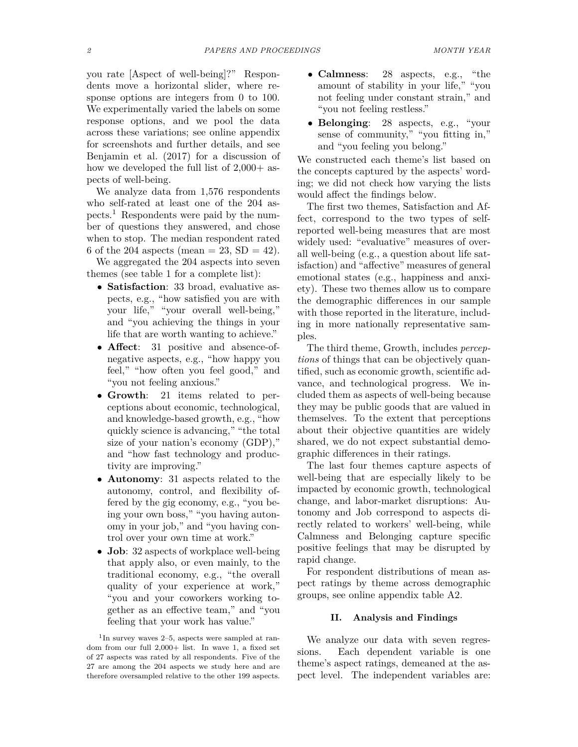you rate [Aspect of well-being]?" Respondents move a horizontal slider, where response options are integers from 0 to 100. We experimentally varied the labels on some response options, and we pool the data across these variations; see online appendix for screenshots and further details, and see Benjamin et al. (2017) for a discussion of how we developed the full list of 2,000+ aspects of well-being.

We analyze data from 1,576 respondents who self-rated at least one of the 204 aspects.[1] Respondents were paid by the number of questions they answered, and chose when to stop. The median respondent rated 6 of the 204 aspects (mean = 23, SD = 42).

We aggregated the 204 aspects into seven themes (see table 1 for a complete list):

- **Satisfaction**: 33 broad, evaluative aspects, e.g., "how satisfied you are with your life," "your overall well-being," and "you achieving the things in your life that are worth wanting to achieve."
- **Affect**: 31 positive and absence-of-negative aspects, e.g., "how happy you feel," "how often you feel good," and "you not feeling anxious."
- **Growth**: 21 items related to perceptions about economic, technological, and knowledge-based growth, e.g., "how quickly science is advancing," "the total size of your nation's economy (GDP)," and "how fast technology and productivity are improving."
- **Autonomy**: 31 aspects related to the autonomy, control, and flexibility offered by the gig economy, e.g., "you being your own boss," "you having autonomy in your job," and "you having control over your own time at work."
- **Job**: 32 aspects of workplace well-being that apply also, or even mainly, to the traditional economy, e.g., "the overall quality of your experience at work," "you and your coworkers working together as an effective team," and "you feeling that your work has value."
- **Calmness**: 28 aspects, e.g., "the amount of stability in your life," "you not feeling under constant strain," and "you not feeling restless."
- **Belonging**: 28 aspects, e.g., "your sense of community," "you fitting in," and "you feeling you belong."

We constructed each theme's list based on the concepts captured by the aspects' wording; we did not check how varying the lists would affect the findings below.

The first two themes, Satisfaction and Affect, correspond to the two types of self-reported well-being measures that are most widely used: "evaluative" measures of overall well-being (e.g., a question about life satisfaction) and "affective" measures of general emotional states (e.g., happiness and anxiety). These two themes allow us to compare the demographic differences in our sample with those reported in the literature, including in more nationally representative samples.

The third theme, Growth, includes *perceptions* of things that can be objectively quantified, such as economic growth, scientific advance, and technological progress. We included them as aspects of well-being because they may be public goods that are valued in themselves. To the extent that perceptions about their objective quantities are widely shared, we do not expect substantial demographic differences in their ratings.

The last four themes capture aspects of well-being that are especially likely to be impacted by economic growth, technological change, and labor-market disruptions: Autonomy and Job correspond to aspects directly related to workers' well-being, while Calmness and Belonging capture specific positive feelings that may be disrupted by rapid change.

For respondent distributions of mean aspect ratings by theme across demographic groups, see online appendix table A2.

## II. Analysis and Findings

We analyze our data with seven regressions. Each dependent variable is one theme's aspect ratings, demeaned at the aspect level. The independent variables are:

[1] In survey waves 2–5, aspects were sampled at random from our full 2,000+ list. In wave 1, a fixed set of 27 aspects was rated by all respondents. Five of the 27 are among the 204 aspects we study here and are therefore oversampled relative to the other 199 aspects.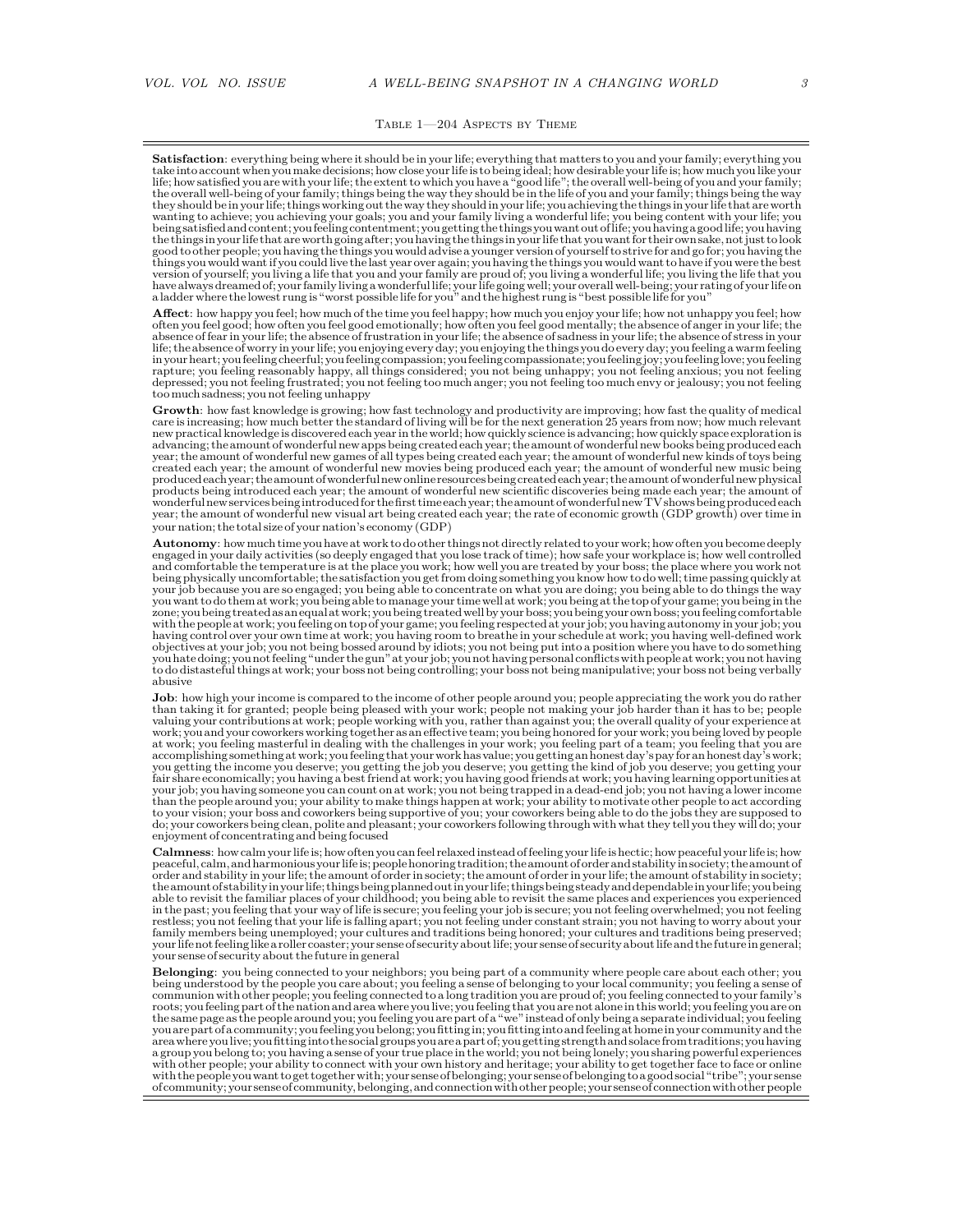Table 1—204 Aspects by Theme

**Satisfaction**: everything being where it should be in your life; everything that matters to you and your family; everything you take into account when you make decisions; how close your life is to being ideal; how desirable your life is; how much you like your life; how satisfied you are with your life; the extent to which you have a "good life"; the overall well-being of you and your family; the overall well-being of your family; things being the way they should be in the life of you and your family; things being the way they should be in your life; things working out the way they should in your life; you achieving the things in your life that are worth wanting to achieve; you achieving your goals; you and your family living a wonderful life; you being content with your life; you being satisfied and content; you feeling contentment; you getting the things you want out of life; you having a good life; you having the things in your life that are worth going after; you having the things in your life that you want for their own sake, not just to look good to other people; you having the things you would advise a younger version of yourself to strive for and go for; you having the things you would want if you could live the last year over again; you having the things you would want to have if you were the best version of yourself; you living a life that you and your family are proud of; you living a wonderful life; you living the life that you have always dreamed of; your family living a wonderful life; your life going well; your overall well-being; your rating of your life on a ladder where the lowest rung is "worst possible life for you" and the highest rung is "best possible life for you"

**Affect**: how happy you feel; how much of the time you feel happy; how much you enjoy your life; how not unhappy you feel; how often you feel good; how often you feel good emotionally; how often you feel good mentally; the absence of anger in your life; the absence of fear in your life; the absence of frustration in your life; the absence of sadness in your life; the absence of stress in your life; the absence of worry in your life; you enjoying every day; you enjoying the things you do every day; you feeling a warm feeling in your heart; you feeling cheerful; you feeling compassion; you feeling compassionate; you feeling joy; you feeling love; you feeling rapture; you feeling reasonably happy, all things considered; you not being unhappy; you not feeling anxious; you not feeling depressed; you not feeling frustrated; you not feeling too much anger; you not feeling too much envy or jealousy; you not feeling too much sadness; you not feeling unhappy

**Growth**: how fast knowledge is growing; how fast technology and productivity are improving; how fast the quality of medical care is increasing; how much better the standard of living will be for the next generation 25 years from now; how much relevant new practical knowledge is discovered each year in the world; how quickly science is advancing; how quickly space exploration is advancing; the amount of wonderful new apps being created each year; the amount of wonderful new books being produced each year; the amount of wonderful new games of all types being created each year; the amount of wonderful new kinds of toys being created each year; the amount of wonderful new movies being produced each year; the amount of wonderful new music being produced each year; the amount of wonderful new online resources being created each year; the amount of wonderful new physical products being introduced each year; the amount of wonderful new scientific discoveries being made each year; the amount of wonderful new services being introduced for the first time each year; the amount of wonderful new TV shows being produced each year; the amount of wonderful new visual art being created each year; the rate of economic growth (GDP growth) over time in your nation; the total size of your nation's economy (GDP)

**Autonomy**: how much time you have at work to do other things not directly related to your work; how often you become deeply engaged in your daily activities (so deeply engaged that you lose track of time); how safe your workplace is; how well controlled and comfortable the temperature is at the place you work; how well you are treated by your boss; the place where you work not being physically uncomfortable; the satisfaction you get from doing something you know how to do well; time passing quickly at your job because you are so engaged; you being able to concentrate on what you are doing; you being able to do things the way you want to do them at work; you being able to manage your time well at work; you being at the top of your game; you being in the zone; you being treated as an equal at work; you being treated well by your boss; you being your own boss; you feeling comfortable with the people at work; you feeling on top of your game; you feeling respected at your job; you having autonomy in your job; you having control over your own time at work; you having room to breathe in your schedule at work; you having well-defined work objectives at your job; you not being bossed around by idiots; you not being put into a position where you have to do something you hate doing; you not feeling "under the gun" at your job; you not having personal conflicts with people at work; you not having to do distasteful things at work; your boss not being controlling; your boss not being manipulative; your boss not being verbally abusive

**Job**: how high your income is compared to the income of other people around you; people appreciating the work you do rather than taking it for granted; people being pleased with your work; people not making your job harder than it has to be; people valuing your contributions at work; people working with you, rather than against you; the overall quality of your experience at work; you and your coworkers working together as an effective team; you being honored for your work; you being loved by people at work; you feeling masterful in dealing with the challenges in your work; you feeling part of a team; you feeling that you are accomplishing something at work; you feeling that your work has value; you getting an honest day's pay for an honest day's work; you getting the income you deserve; you getting the job you deserve; you getting the kind of job you deserve; you getting your fair share economically; you having a best friend at work; you having good friends at work; you having learning opportunities at your job; you having someone you can count on at work; you not being trapped in a dead-end job; you not having a lower income than the people around you; your ability to make things happen at work; your ability to motivate other people to act according to your vision; your boss and coworkers being supportive of you; your coworkers being able to do the jobs they are supposed to do; your coworkers being clean, polite and pleasant; your coworkers following through with what they tell you they will do; your enjoyment of concentrating and being focused

**Calmness**: how calm your life is; how often you can feel relaxed instead of feeling your life is hectic; how peaceful your life is; how peaceful, calm, and harmonious your life is; people honoring tradition; the amount of order and stability in society; the amount of order and stability in your life; the amount of order in society; the amount of order in your life; the amount of stability in society; the amount of stability in your life; things being planned out in your life; things being steady and dependable in your life; you being able to revisit the familiar places of your childhood; you being able to revisit the same places and experiences you experienced in the past; you feeling that your way of life is secure; you feeling your job is secure; you not feeling overwhelmed; you not feeling restless; you not feeling that your life is falling apart; you not feeling under constant strain; you not having to worry about your family members being unemployed; your cultures and traditions being honored; your cultures and traditions being preserved; your life not feeling like a roller coaster; your sense of security about life; your sense of security about life and the future in general; your sense of security about the future in general

**Belonging**: you being connected to your neighbors; you being part of a community where people care about each other; you being understood by the people you care about; you feeling a sense of belonging to your local community; you feeling a sense of communion with other people; you feeling connected to a long tradition you are proud of; you feeling connected to your family's roots; you feeling part of the nation and area where you live; you feeling that you are not alone in this world; you feeling you are on the same page as the people around you; you feeling you are part of a "we" instead of only being a separate individual; you feeling you are part of a community; you feeling you belong; you fitting in; you fitting into and feeling at home in your community and the area where you live; you fitting into the social groups you are a part of; you getting strength and solace from traditions; you having a group you belong to; you having a sense of your true place in the world; you not being lonely; you sharing powerful experiences with other people; your ability to connect with your own history and heritage; your ability to get together face to face or online with the people you want to get together with; your sense of belonging; your sense of belonging to a good social "tribe"; your sense of community; your sense of community, belonging, and connection with other people; your sense of connection with other people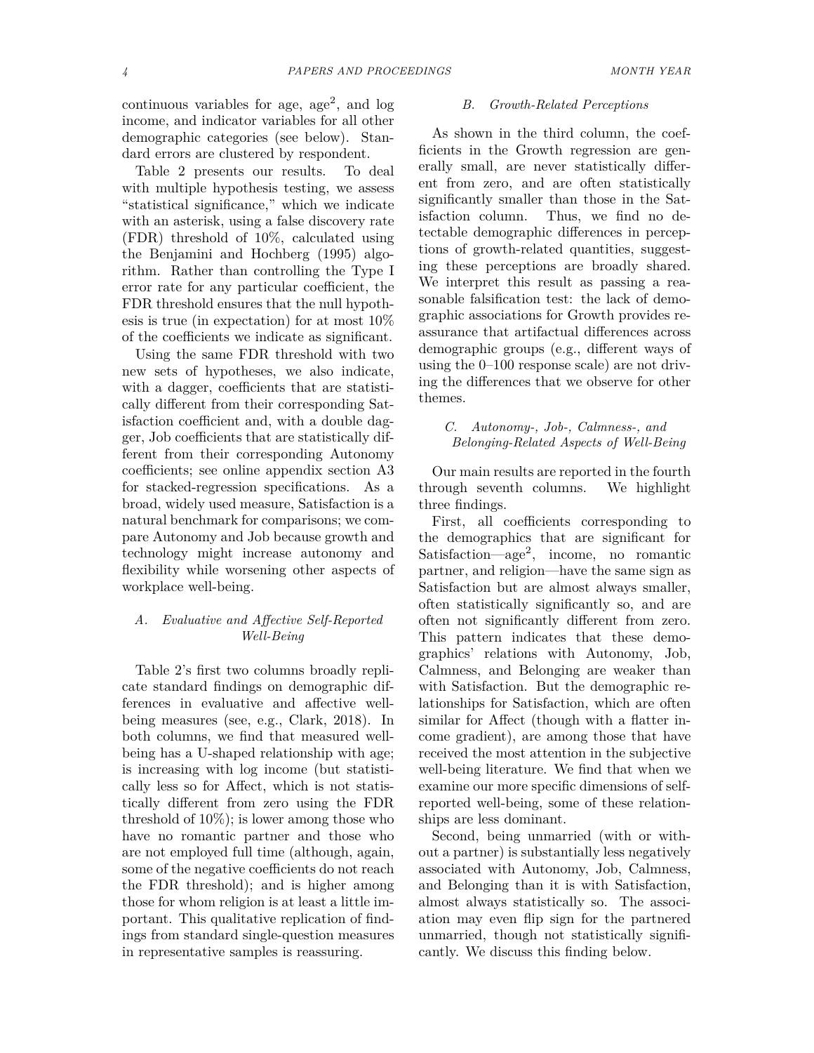continuous variables for age, age$^2$, and log income, and indicator variables for all other demographic categories (see below). Standard errors are clustered by respondent.

Table 2 presents our results. To deal with multiple hypothesis testing, we assess "statistical significance," which we indicate with an asterisk, using a false discovery rate (FDR) threshold of 10%, calculated using the Benjamini and Hochberg (1995) algorithm. Rather than controlling the Type I error rate for any particular coefficient, the FDR threshold ensures that the null hypothesis is true (in expectation) for at most 10% of the coefficients we indicate as significant.

Using the same FDR threshold with two new sets of hypotheses, we also indicate, with a dagger, coefficients that are statistically different from their corresponding Satisfaction coefficient and, with a double dagger, Job coefficients that are statistically different from their corresponding Autonomy coefficients; see online appendix section A3 for stacked-regression specifications. As a broad, widely used measure, Satisfaction is a natural benchmark for comparisons; we compare Autonomy and Job because growth and technology might increase autonomy and flexibility while worsening other aspects of workplace well-being.

### A. *Evaluative and Affective Self-Reported Well-Being*

Table 2's first two columns broadly replicate standard findings on demographic differences in evaluative and affective well-being measures (see, e.g., Clark, 2018). In both columns, we find that measured well-being has a U-shaped relationship with age; is increasing with log income (but statistically less so for Affect, which is not statistically different from zero using the FDR threshold of 10%); is lower among those who have no romantic partner and those who are not employed full time (although, again, some of the negative coefficients do not reach the FDR threshold); and is higher among those for whom religion is at least a little important. This qualitative replication of findings from standard single-question measures in representative samples is reassuring.

### B. *Growth-Related Perceptions*

As shown in the third column, the coefficients in the Growth regression are generally small, are never statistically different from zero, and are often statistically significantly smaller than those in the Satisfaction column. Thus, we find no detectable demographic differences in perceptions of growth-related quantities, suggesting these perceptions are broadly shared. We interpret this result as passing a reasonable falsification test: the lack of demographic associations for Growth provides reassurance that artifactual differences across demographic groups (e.g., different ways of using the 0–100 response scale) are not driving the differences that we observe for other themes.

### C. *Autonomy-, Job-, Calmness-, and Belonging-Related Aspects of Well-Being*

Our main results are reported in the fourth through seventh columns. We highlight three findings.

First, all coefficients corresponding to the demographics that are significant for Satisfaction—age$^2$, income, no romantic partner, and religion—have the same sign as Satisfaction but are almost always smaller, often statistically significantly so, and are often not significantly different from zero. This pattern indicates that these demographics' relations with Autonomy, Job, Calmness, and Belonging are weaker than with Satisfaction. But the demographic relationships for Satisfaction, which are often similar for Affect (though with a flatter income gradient), are among those that have received the most attention in the subjective well-being literature. We find that when we examine our more specific dimensions of self-reported well-being, some of these relationships are less dominant.

Second, being unmarried (with or without a partner) is substantially less negatively associated with Autonomy, Job, Calmness, and Belonging than it is with Satisfaction, almost always statistically so. The association may even flip sign for the partnered unmarried, though not statistically significantly. We discuss this finding below.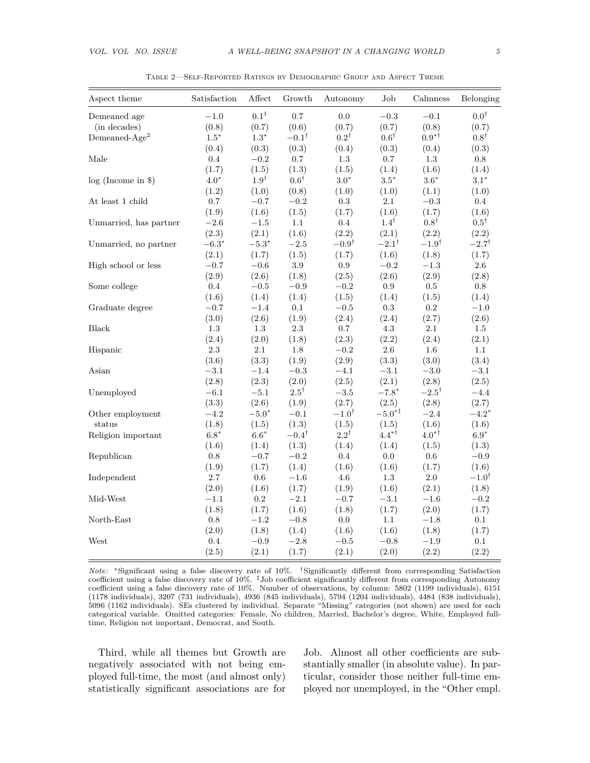Table 2—Self-Reported Ratings by Demographic Group and Aspect Theme

| Aspect theme | Satisfaction | Affect | Growth | Autonomy | Job | Calmness | Belonging |
|---|---|---|---|---|---|---|---|
| Demeaned age | $-1.0$ | $0.1^{\dagger}$ | $0.7$ | $0.0$ | $-0.3$ | $-0.1$ | $0.0^{\dagger}$ |
| (in decades) | $(0.8)$ | $(0.7)$ | $(0.6)$ | $(0.7)$ | $(0.7)$ | $(0.8)$ | $(0.7)$ |
| Demeaned-Age$^2$ | $1.5^{*}$ | $1.3^{*}$ | $-0.1^{\dagger}$ | $0.2^{\dagger}$ | $0.6^{\dagger}$ | $0.9^{*\dagger}$ | $0.8^{\dagger}$ |
| | $(0.4)$ | $(0.3)$ | $(0.3)$ | $(0.4)$ | $(0.3)$ | $(0.4)$ | $(0.3)$ |
| Male | $0.4$ | $-0.2$ | $0.7$ | $1.3$ | $0.7$ | $1.3$ | $0.8$ |
| | $(1.7)$ | $(1.5)$ | $(1.3)$ | $(1.5)$ | $(1.4)$ | $(1.6)$ | $(1.4)$ |
| log (Income in $) | $4.0^{*}$ | $1.9^{\dagger}$ | $0.6^{\dagger}$ | $3.0^{*}$ | $3.5^{*}$ | $3.6^{*}$ | $3.1^{*}$ |
| | $(1.2)$ | $(1.0)$ | $(0.8)$ | $(1.0)$ | $(1.0)$ | $(1.1)$ | $(1.0)$ |
| At least 1 child | $0.7$ | $-0.7$ | $-0.2$ | $0.3$ | $2.1$ | $-0.3$ | $0.4$ |
| | $(1.9)$ | $(1.6)$ | $(1.5)$ | $(1.7)$ | $(1.6)$ | $(1.7)$ | $(1.6)$ |
| Unmarried, has partner | $-2.6$ | $-1.5$ | $1.1$ | $0.4$ | $1.4^{\dagger}$ | $0.8^{\dagger}$ | $0.5^{\dagger}$ |
| | $(2.3)$ | $(2.1)$ | $(1.6)$ | $(2.2)$ | $(2.1)$ | $(2.2)$ | $(2.2)$ |
| Unmarried, no partner | $-6.3^{*}$ | $-5.3^{*}$ | $-2.5$ | $-0.9^{\dagger}$ | $-2.1^{\dagger}$ | $-1.9^{\dagger}$ | $-2.7^{\dagger}$ |
| | $(2.1)$ | $(1.7)$ | $(1.5)$ | $(1.7)$ | $(1.6)$ | $(1.8)$ | $(1.7)$ |
| High school or less | $-0.7$ | $-0.6$ | $3.9$ | $0.9$ | $-0.2$ | $-1.3$ | $2.6$ |
| | $(2.9)$ | $(2.6)$ | $(1.8)$ | $(2.5)$ | $(2.6)$ | $(2.9)$ | $(2.8)$ |
| Some college | $0.4$ | $-0.5$ | $-0.9$ | $-0.2$ | $0.9$ | $0.5$ | $0.8$ |
| | $(1.6)$ | $(1.4)$ | $(1.4)$ | $(1.5)$ | $(1.4)$ | $(1.5)$ | $(1.4)$ |
| Graduate degree | $-0.7$ | $-1.4$ | $0.1$ | $-0.5$ | $0.3$ | $0.2$ | $-1.0$ |
| | $(3.0)$ | $(2.6)$ | $(1.9)$ | $(2.4)$ | $(2.4)$ | $(2.7)$ | $(2.6)$ |
| Black | $1.3$ | $1.3$ | $2.3$ | $0.7$ | $4.3$ | $2.1$ | $1.5$ |
| | $(2.4)$ | $(2.0)$ | $(1.8)$ | $(2.3)$ | $(2.2)$ | $(2.4)$ | $(2.1)$ |
| Hispanic | $2.3$ | $2.1$ | $1.8$ | $-0.2$ | $2.6$ | $1.6$ | $1.1$ |
| | $(3.6)$ | $(3.3)$ | $(1.9)$ | $(2.9)$ | $(3.3)$ | $(3.0)$ | $(3.4)$ |
| Asian | $-3.1$ | $-1.4$ | $-0.3$ | $-4.1$ | $-3.1$ | $-3.0$ | $-3.1$ |
| | $(2.8)$ | $(2.3)$ | $(2.0)$ | $(2.5)$ | $(2.1)$ | $(2.8)$ | $(2.5)$ |
| Unemployed | $-6.1$ | $-5.1$ | $2.5^{\dagger}$ | $-3.5$ | $-7.8^{*}$ | $-2.5^{\dagger}$ | $-4.4$ |
| | $(3.3)$ | $(2.6)$ | $(1.9)$ | $(2.7)$ | $(2.5)$ | $(2.8)$ | $(2.7)$ |
| Other employment | $-4.2$ | $-5.0^{*}$ | $-0.1$ | $-1.0^{\dagger}$ | $-5.0^{*\ddagger}$ | $-2.4$ | $-4.2^{*}$ |
| status | $(1.8)$ | $(1.5)$ | $(1.3)$ | $(1.5)$ | $(1.5)$ | $(1.6)$ | $(1.6)$ |
| Religion important | $6.8^{*}$ | $6.6^{*}$ | $-0.4^{\dagger}$ | $2.2^{\dagger}$ | $4.4^{*\dagger}$ | $4.0^{*\dagger}$ | $6.9^{*}$ |
| | $(1.6)$ | $(1.4)$ | $(1.3)$ | $(1.4)$ | $(1.4)$ | $(1.5)$ | $(1.3)$ |
| Republican | $0.8$ | $-0.7$ | $-0.2$ | $0.4$ | $0.0$ | $0.6$ | $-0.9$ |
| | $(1.9)$ | $(1.7)$ | $(1.4)$ | $(1.6)$ | $(1.6)$ | $(1.7)$ | $(1.6)$ |
| Independent | $2.7$ | $0.6$ | $-1.6$ | $4.6$ | $1.3$ | $2.0$ | $-1.0^{\dagger}$ |
| | $(2.0)$ | $(1.6)$ | $(1.7)$ | $(1.9)$ | $(1.6)$ | $(2.1)$ | $(1.8)$ |
| Mid-West | $-1.1$ | $0.2$ | $-2.1$ | $-0.7$ | $-3.1$ | $-1.6$ | $-0.2$ |
| | $(1.8)$ | $(1.7)$ | $(1.6)$ | $(1.8)$ | $(1.7)$ | $(2.0)$ | $(1.7)$ |
| North-East | $0.8$ | $-1.2$ | $-0.8$ | $0.0$ | $1.1$ | $-1.8$ | $0.1$ |
| | $(2.0)$ | $(1.8)$ | $(1.4)$ | $(1.6)$ | $(1.6)$ | $(1.8)$ | $(1.7)$ |
| West | $0.4$ | $-0.9$ | $-2.8$ | $-0.5$ | $-0.8$ | $-1.9$ | $0.1$ |
| | $(2.5)$ | $(2.1)$ | $(1.7)$ | $(2.1)$ | $(2.0)$ | $(2.2)$ | $(2.2)$ |

*Note:* *Significant using a false discovery rate of 10%. †Significantly different from corresponding Satisfaction coefficient using a false discovery rate of 10%. ‡Job coefficient significantly different from corresponding Autonomy coefficient using a false discovery rate of 10%. Number of observations, by column: 5802 (1199 individuals), 6151 (1178 individuals), 3207 (731 individuals), 4936 (845 individuals), 5794 (1204 individuals), 4484 (838 individuals), 5096 (1162 individuals). SEs clustered by individual. Separate "Missing" categories (not shown) are used for each categorical variable. Omitted categories: Female, No children, Married, Bachelor's degree, White, Employed full-time, Religion not important, Democrat, and South.

Third, while all themes but Growth are negatively associated with not being employed full-time, the most (and almost only) statistically significant associations are for Job. Almost all other coefficients are substantially smaller (in absolute value). In particular, consider those neither full-time employed nor unemployed, in the "Other empl.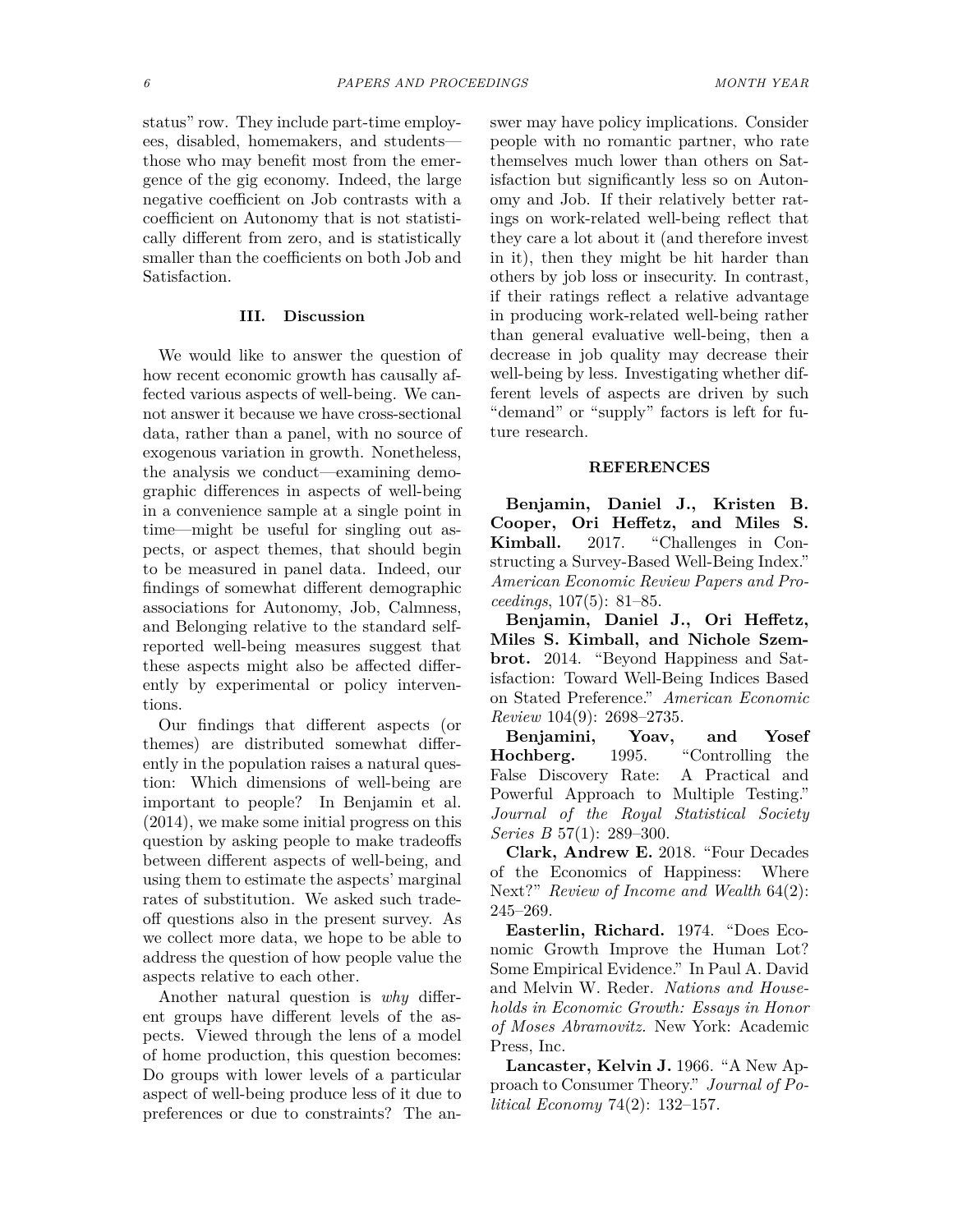status" row. They include part-time employees, disabled, homemakers, and students—those who may benefit most from the emergence of the gig economy. Indeed, the large negative coefficient on Job contrasts with a coefficient on Autonomy that is not statistically different from zero, and is statistically smaller than the coefficients on both Job and Satisfaction.

## III. Discussion

We would like to answer the question of how recent economic growth has causally affected various aspects of well-being. We cannot answer it because we have cross-sectional data, rather than a panel, with no source of exogenous variation in growth. Nonetheless, the analysis we conduct—examining demographic differences in aspects of well-being in a convenience sample at a single point in time—might be useful for singling out aspects, or aspect themes, that should begin to be measured in panel data. Indeed, our findings of somewhat different demographic associations for Autonomy, Job, Calmness, and Belonging relative to the standard self-reported well-being measures suggest that these aspects might also be affected differently by experimental or policy interventions.

Our findings that different aspects (or themes) are distributed somewhat differently in the population raises a natural question: Which dimensions of well-being are important to people? In Benjamin et al. (2014), we make some initial progress on this question by asking people to make tradeoffs between different aspects of well-being, and using them to estimate the aspects' marginal rates of substitution. We asked such tradeoff questions also in the present survey. As we collect more data, we hope to be able to address the question of how people value the aspects relative to each other.

Another natural question is *why* different groups have different levels of the aspects. Viewed through the lens of a model of home production, this question becomes: Do groups with lower levels of a particular aspect of well-being produce less of it due to preferences or due to constraints? The answer may have policy implications. Consider people with no romantic partner, who rate themselves much lower than others on Satisfaction but significantly less so on Autonomy and Job. If their relatively better ratings on work-related well-being reflect that they care a lot about it (and therefore invest in it), then they might be hit harder than others by job loss or insecurity. In contrast, if their ratings reflect a relative advantage in producing work-related well-being rather than general evaluative well-being, then a decrease in job quality may decrease their well-being by less. Investigating whether different levels of aspects are driven by such "demand" or "supply" factors is left for future research.

## REFERENCES

**Benjamin, Daniel J., Kristen B. Cooper, Ori Heffetz, and Miles S. Kimball.** 2017. "Challenges in Constructing a Survey-Based Well-Being Index." *American Economic Review Papers and Proceedings*, 107(5): 81–85.

**Benjamin, Daniel J., Ori Heffetz, Miles S. Kimball, and Nichole Szembrot.** 2014. "Beyond Happiness and Satisfaction: Toward Well-Being Indices Based on Stated Preference." *American Economic Review* 104(9): 2698–2735.

**Benjamini, Yoav, and Yosef Hochberg.** 1995. "Controlling the False Discovery Rate: A Practical and Powerful Approach to Multiple Testing." *Journal of the Royal Statistical Society Series B* 57(1): 289–300.

**Clark, Andrew E.** 2018. "Four Decades of the Economics of Happiness: Where Next?" *Review of Income and Wealth* 64(2): 245–269.

**Easterlin, Richard.** 1974. "Does Economic Growth Improve the Human Lot? Some Empirical Evidence." In Paul A. David and Melvin W. Reder. *Nations and Households in Economic Growth: Essays in Honor of Moses Abramovitz.* New York: Academic Press, Inc.

**Lancaster, Kelvin J.** 1966. "A New Approach to Consumer Theory." *Journal of Political Economy* 74(2): 132–157.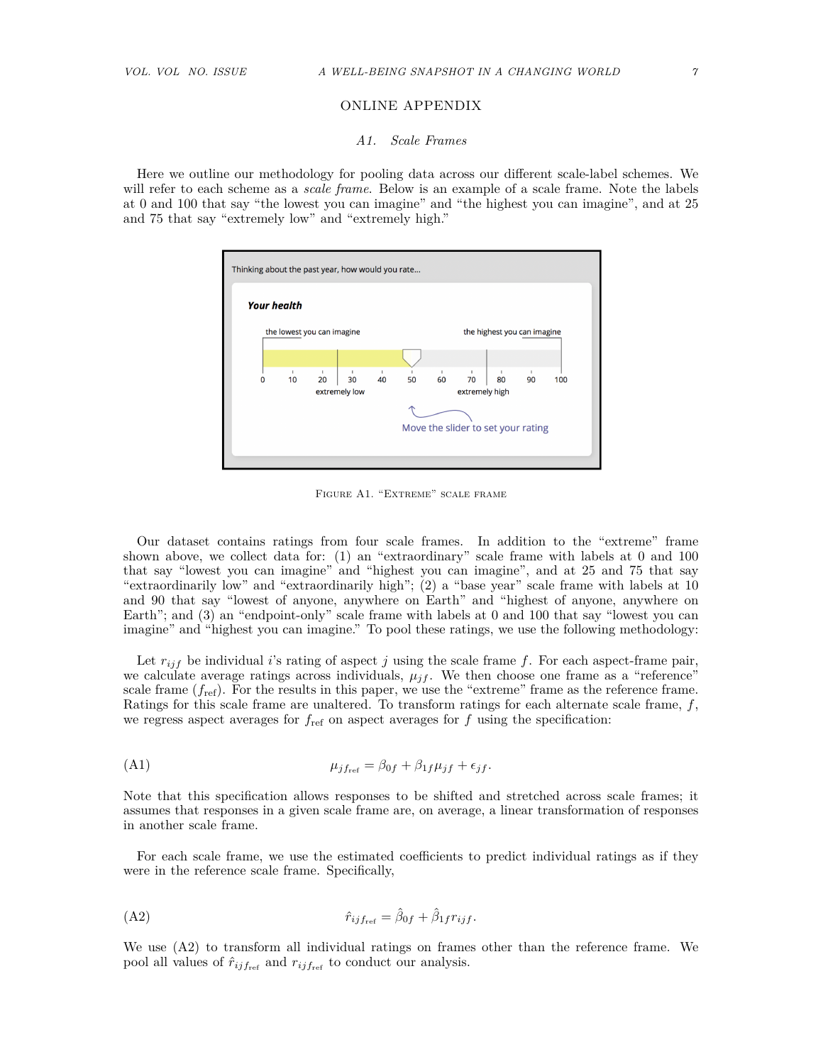## ONLINE APPENDIX

### A1. Scale Frames

Here we outline our methodology for pooling data across our different scale-label schemes. We will refer to each scheme as a *scale frame*. Below is an example of a scale frame. Note the labels at 0 and 100 that say "the lowest you can imagine" and "the highest you can imagine", and at 25 and 75 that say "extremely low" and "extremely high."

Figure A1. "Extreme" scale frame

Our dataset contains ratings from four scale frames. In addition to the "extreme" frame shown above, we collect data for: (1) an "extraordinary" scale frame with labels at 0 and 100 that say "lowest you can imagine" and "highest you can imagine", and at 25 and 75 that say "extraordinarily low" and "extraordinarily high"; (2) a "base year" scale frame with labels at 10 and 90 that say "lowest of anyone, anywhere on Earth" and "highest of anyone, anywhere on Earth"; and (3) an "endpoint-only" scale frame with labels at 0 and 100 that say "lowest you can imagine" and "highest you can imagine." To pool these ratings, we use the following methodology:

Let $r_{ijf}$ be individual $i$'s rating of aspect $j$ using the scale frame $f$. For each aspect-frame pair, we calculate average ratings across individuals, $\mu_{jf}$. We then choose one frame as a "reference" scale frame ($f_{\text{ref}}$). For the results in this paper, we use the "extreme" frame as the reference frame. Ratings for this scale frame are unaltered. To transform ratings for each alternate scale frame, $f$, we regress aspect averages for $f_{\text{ref}}$ on aspect averages for $f$ using the specification:

$$\mu_{jf_{\text{ref}}} = \beta_{0f} + \beta_{1f}\mu_{jf} + \epsilon_{jf}. \tag{A1}$$

Note that this specification allows responses to be shifted and stretched across scale frames; it assumes that responses in a given scale frame are, on average, a linear transformation of responses in another scale frame.

For each scale frame, we use the estimated coefficients to predict individual ratings as if they were in the reference scale frame. Specifically,

$$\hat{r}_{ijf_{\text{ref}}} = \hat{\beta}_{0f} + \hat{\beta}_{1f} r_{ijf}. \tag{A2}$$

We use (A2) to transform all individual ratings on frames other than the reference frame. We pool all values of $\hat{r}_{ijf_{\text{ref}}}$ and $r_{ijf_{\text{ref}}}$ to conduct our analysis.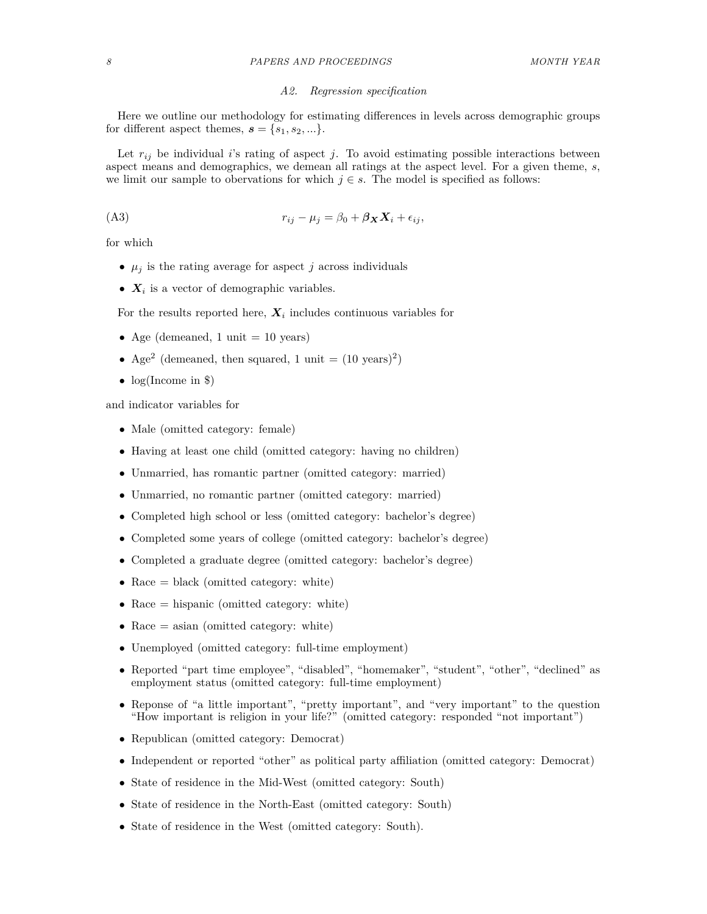### A2. Regression specification

Here we outline our methodology for estimating differences in levels across demographic groups for different aspect themes, $\boldsymbol{s} = \{s_1, s_2, ...\}$.

Let $r_{ij}$ be individual $i$'s rating of aspect $j$. To avoid estimating possible interactions between aspect means and demographics, we demean all ratings at the aspect level. For a given theme, $s$, we limit our sample to obervations for which $j \in s$. The model is specified as follows:

$$r_{ij} - \mu_j = \beta_0 + \boldsymbol{\beta_X} \boldsymbol{X}_i + \epsilon_{ij}, \tag{A3}$$

for which

- $\mu_j$ is the rating average for aspect $j$ across individuals
- $\boldsymbol{X}_i$ is a vector of demographic variables.

For the results reported here, $\boldsymbol{X}_i$ includes continuous variables for

- Age (demeaned, 1 unit = 10 years)
- Age$^2$ (demeaned, then squared, 1 unit = (10 years)$^2$)
- log(Income in $)

and indicator variables for

- Male (omitted category: female)
- Having at least one child (omitted category: having no children)
- Unmarried, has romantic partner (omitted category: married)
- Unmarried, no romantic partner (omitted category: married)
- Completed high school or less (omitted category: bachelor's degree)
- Completed some years of college (omitted category: bachelor's degree)
- Completed a graduate degree (omitted category: bachelor's degree)
- Race = black (omitted category: white)
- Race = hispanic (omitted category: white)
- Race = asian (omitted category: white)
- Unemployed (omitted category: full-time employment)
- Reported "part time employee", "disabled", "homemaker", "student", "other", "declined" as employment status (omitted category: full-time employment)
- Reponse of "a little important", "pretty important", and "very important" to the question "How important is religion in your life?" (omitted category: responded "not important")
- Republican (omitted category: Democrat)
- Independent or reported "other" as political party affiliation (omitted category: Democrat)
- State of residence in the Mid-West (omitted category: South)
- State of residence in the North-East (omitted category: South)
- State of residence in the West (omitted category: South).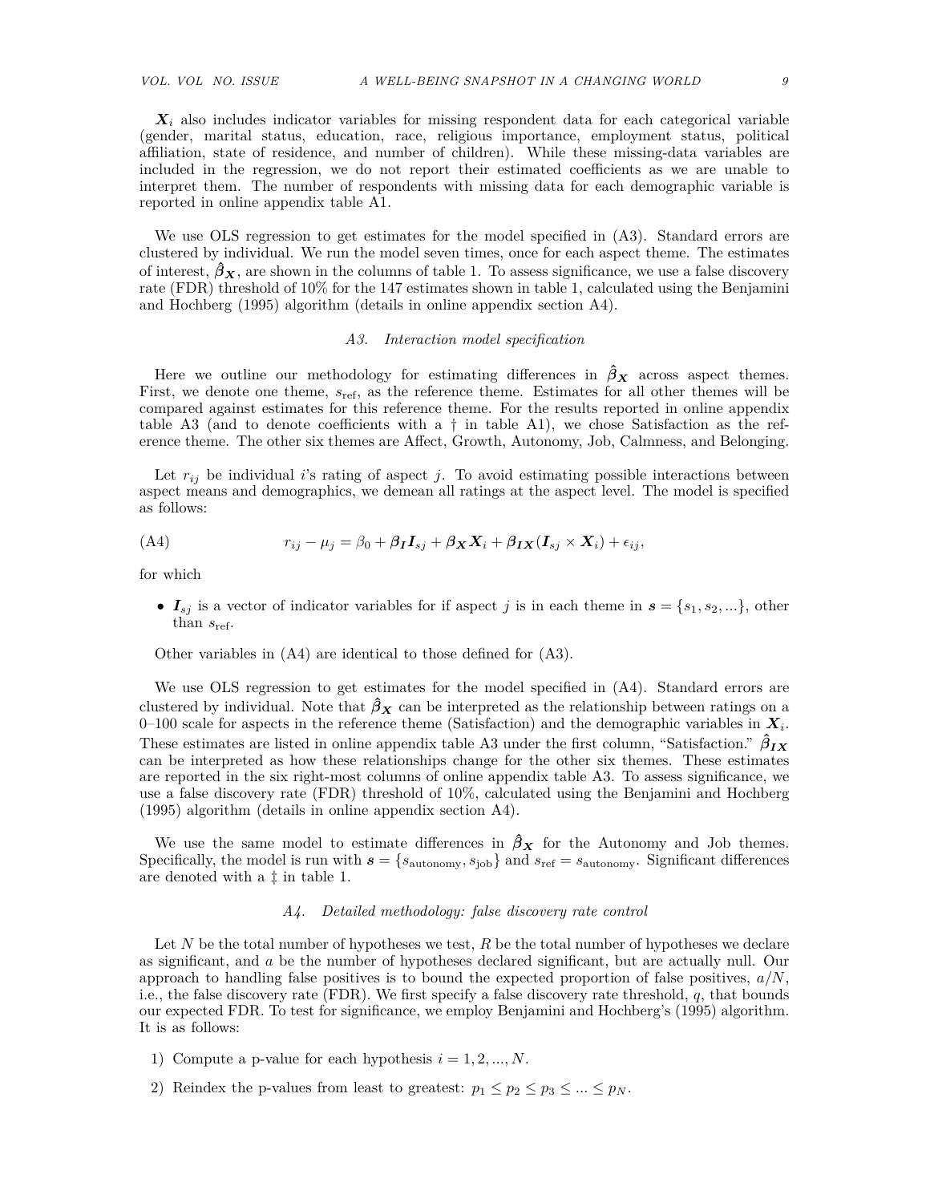$\boldsymbol{X}_i$ also includes indicator variables for missing respondent data for each categorical variable (gender, marital status, education, race, religious importance, employment status, political affiliation, state of residence, and number of children). While these missing-data variables are included in the regression, we do not report their estimated coefficients as we are unable to interpret them. The number of respondents with missing data for each demographic variable is reported in online appendix table A1.

We use OLS regression to get estimates for the model specified in (A3). Standard errors are clustered by individual. We run the model seven times, once for each aspect theme. The estimates of interest, $\hat{\boldsymbol{\beta}}_{\boldsymbol{X}}$, are shown in the columns of table 1. To assess significance, we use a false discovery rate (FDR) threshold of 10% for the 147 estimates shown in table 1, calculated using the Benjamini and Hochberg (1995) algorithm (details in online appendix section A4).

### A3. *Interaction model specification*

Here we outline our methodology for estimating differences in $\hat{\boldsymbol{\beta}}_{\boldsymbol{X}}$ across aspect themes. First, we denote one theme, $s_{\text{ref}}$, as the reference theme. Estimates for all other themes will be compared against estimates for this reference theme. For the results reported in online appendix table A3 (and to denote coefficients with a † in table A1), we chose Satisfaction as the reference theme. The other six themes are Affect, Growth, Autonomy, Job, Calmness, and Belonging.

Let $r_{ij}$ be individual $i$'s rating of aspect $j$. To avoid estimating possible interactions between aspect means and demographics, we demean all ratings at the aspect level. The model is specified as follows:

$$r_{ij} - \mu_j = \beta_0 + \boldsymbol{\beta_I} \boldsymbol{I}_{sj} + \boldsymbol{\beta_X} \boldsymbol{X}_i + \boldsymbol{\beta_{IX}} (\boldsymbol{I}_{sj} \times \boldsymbol{X}_i) + \epsilon_{ij}, \tag{A4}$$

for which

- $\boldsymbol{I}_{sj}$ is a vector of indicator variables for if aspect $j$ is in each theme in $\boldsymbol{s} = \{s_1, s_2, ...\}$, other than $s_{\text{ref}}$.

Other variables in (A4) are identical to those defined for (A3).

We use OLS regression to get estimates for the model specified in (A4). Standard errors are clustered by individual. Note that $\hat{\boldsymbol{\beta}}_{\boldsymbol{X}}$ can be interpreted as the relationship between ratings on a 0–100 scale for aspects in the reference theme (Satisfaction) and the demographic variables in $\boldsymbol{X}_i$. These estimates are listed in online appendix table A3 under the first column, "Satisfaction." $\hat{\boldsymbol{\beta}}_{\boldsymbol{IX}}$ can be interpreted as how these relationships change for the other six themes. These estimates are reported in the six right-most columns of online appendix table A3. To assess significance, we use a false discovery rate (FDR) threshold of 10%, calculated using the Benjamini and Hochberg (1995) algorithm (details in online appendix section A4).

We use the same model to estimate differences in $\hat{\boldsymbol{\beta}}_{\boldsymbol{X}}$ for the Autonomy and Job themes. Specifically, the model is run with $\boldsymbol{s} = \{s_{\text{autonomy}}, s_{\text{job}}\}$ and $s_{\text{ref}} = s_{\text{autonomy}}$. Significant differences are denoted with a ‡ in table 1.

### A4. *Detailed methodology: false discovery rate control*

Let $N$ be the total number of hypotheses we test, $R$ be the total number of hypotheses we declare as significant, and $a$ be the number of hypotheses declared significant, but are actually null. Our approach to handling false positives is to bound the expected proportion of false positives, $a/N$, i.e., the false discovery rate (FDR). We first specify a false discovery rate threshold, $q$, that bounds our expected FDR. To test for significance, we employ Benjamini and Hochberg's (1995) algorithm. It is as follows:

1) Compute a p-value for each hypothesis $i = 1, 2, ..., N$.
2) Reindex the p-values from least to greatest: $p_1 \leq p_2 \leq p_3 \leq ... \leq p_N$.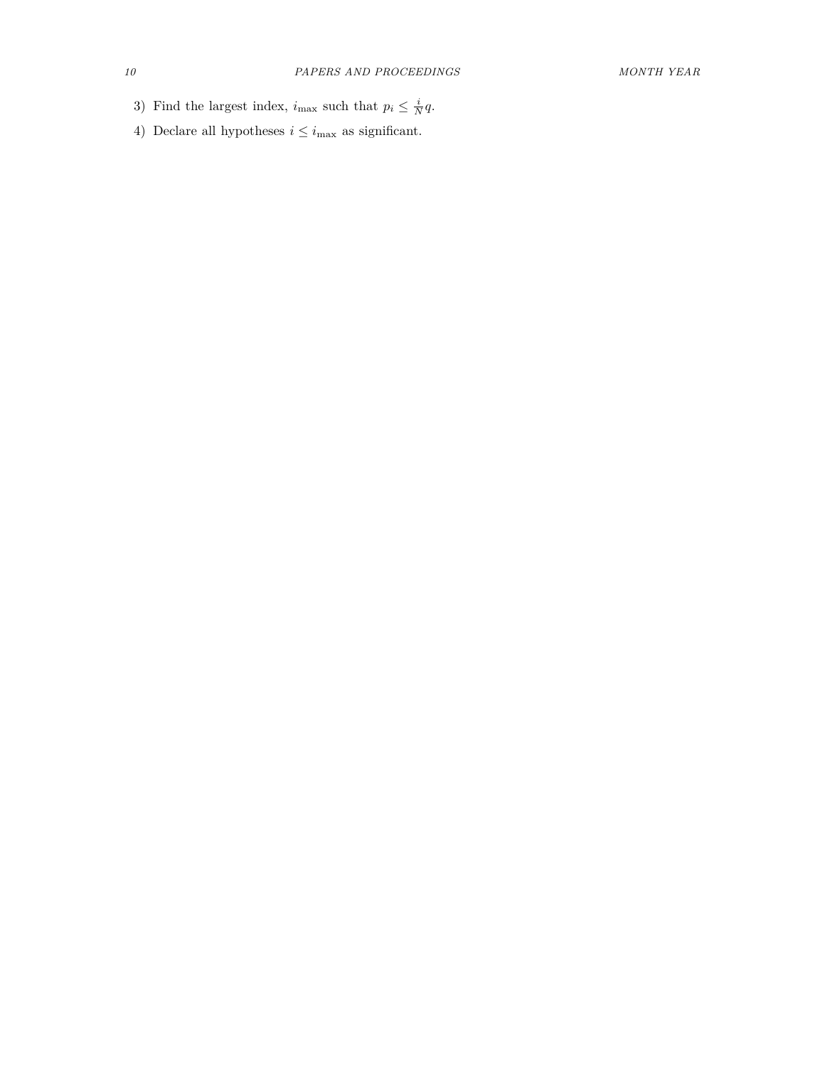3) Find the largest index, $i_{\max}$ such that $p_i \leq \frac{i}{N}q$.

4) Declare all hypotheses $i \leq i_{\max}$ as significant.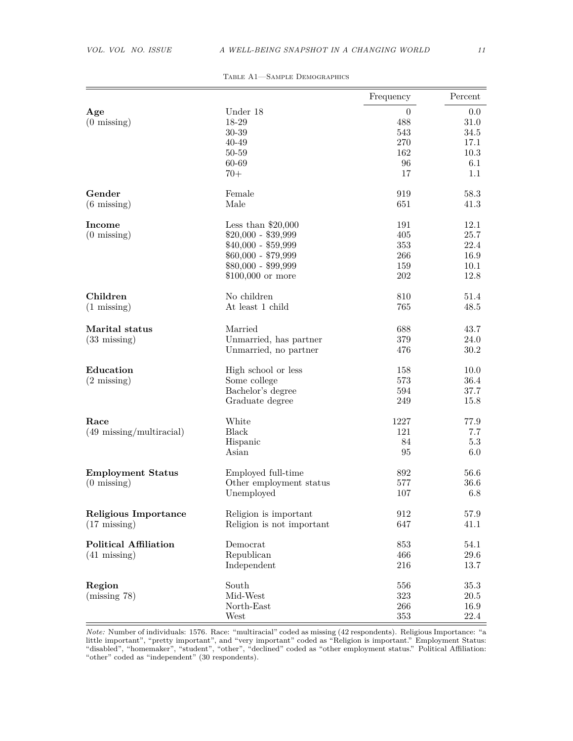Table A1—Sample Demographics

| | | Frequency | Percent |
|---|---|---|---|
| **Age** | Under 18 | 0 | 0.0 |
| (0 missing) | 18-29 | 488 | 31.0 |
| | 30-39 | 543 | 34.5 |
| | 40-49 | 270 | 17.1 |
| | 50-59 | 162 | 10.3 |
| | 60-69 | 96 | 6.1 |
| | 70+ | 17 | 1.1 |
| **Gender** | Female | 919 | 58.3 |
| (6 missing) | Male | 651 | 41.3 |
| **Income** | Less than $20,000 | 191 | 12.1 |
| (0 missing) | $20,000 - $39,999 | 405 | 25.7 |
| | $40,000 - $59,999 | 353 | 22.4 |
| | $60,000 - $79,999 | 266 | 16.9 |
| | $80,000 - $99,999 | 159 | 10.1 |
| | $100,000 or more | 202 | 12.8 |
| **Children** | No children | 810 | 51.4 |
| (1 missing) | At least 1 child | 765 | 48.5 |
| **Marital status** | Married | 688 | 43.7 |
| (33 missing) | Unmarried, has partner | 379 | 24.0 |
| | Unmarried, no partner | 476 | 30.2 |
| **Education** | High school or less | 158 | 10.0 |
| (2 missing) | Some college | 573 | 36.4 |
| | Bachelor's degree | 594 | 37.7 |
| | Graduate degree | 249 | 15.8 |
| **Race** | White | 1227 | 77.9 |
| (49 missing/multiracial) | Black | 121 | 7.7 |
| | Hispanic | 84 | 5.3 |
| | Asian | 95 | 6.0 |
| **Employment Status** | Employed full-time | 892 | 56.6 |
| (0 missing) | Other employment status | 577 | 36.6 |
| | Unemployed | 107 | 6.8 |
| **Religious Importance** | Religion is important | 912 | 57.9 |
| (17 missing) | Religion is not important | 647 | 41.1 |
| **Political Affiliation** | Democrat | 853 | 54.1 |
| (41 missing) | Republican | 466 | 29.6 |
| | Independent | 216 | 13.7 |
| **Region** | South | 556 | 35.3 |
| (missing 78) | Mid-West | 323 | 20.5 |
| | North-East | 266 | 16.9 |
| | West | 353 | 22.4 |

*Note:* Number of individuals: 1576. Race: "multiracial" coded as missing (42 respondents). Religious Importance: "a little important", "pretty important", and "very important" coded as "Religion is important." Employment Status: "disabled", "homemaker", "student", "other", "declined" coded as "other employment status." Political Affiliation: "other" coded as "independent" (30 respondents).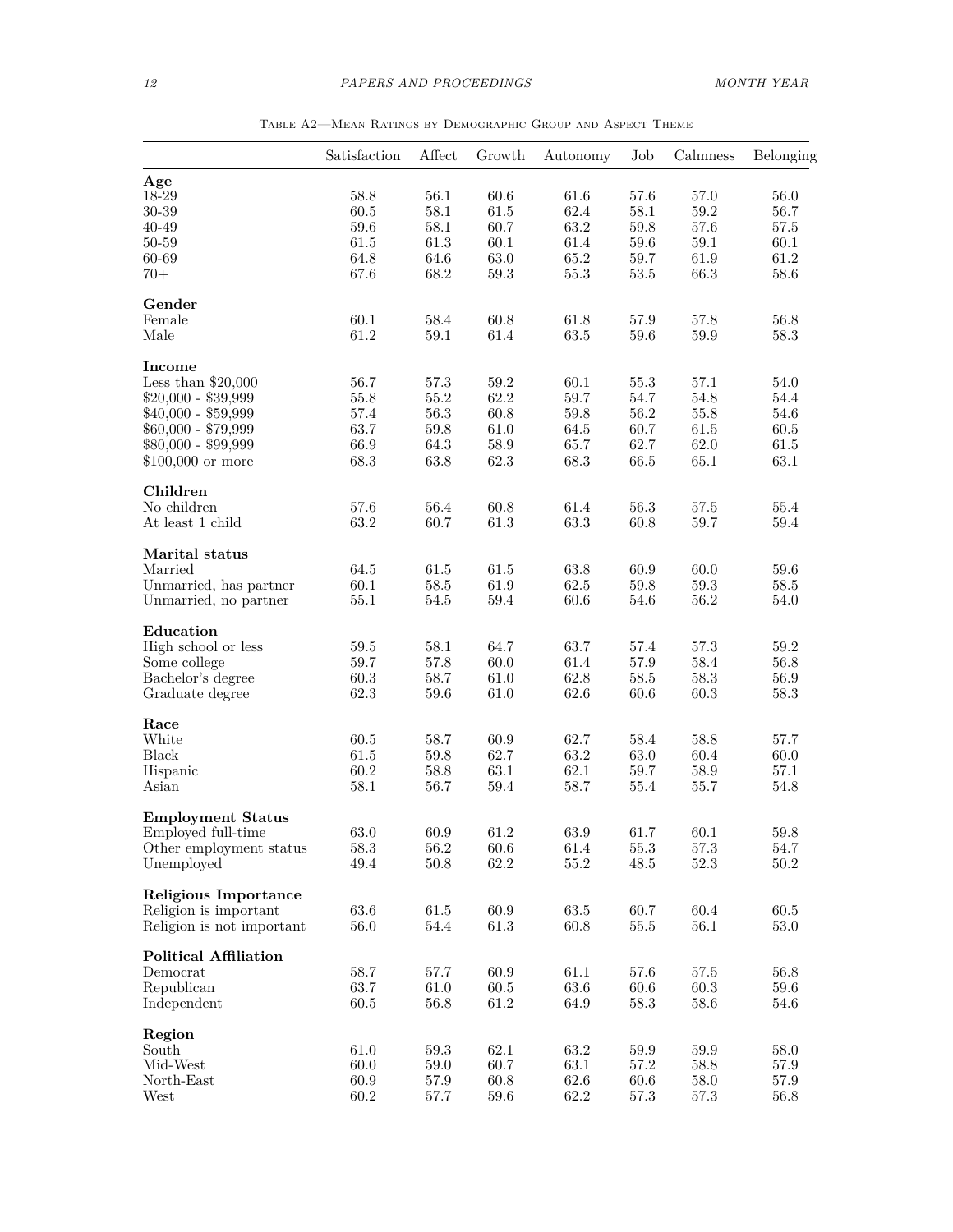Table A2—Mean Ratings by Demographic Group and Aspect Theme

| | Satisfaction | Affect | Growth | Autonomy | Job | Calmness | Belonging |
|---|---|---|---|---|---|---|---|
| **Age** | | | | | | | |
| 18-29 | 58.8 | 56.1 | 60.6 | 61.6 | 57.6 | 57.0 | 56.0 |
| 30-39 | 60.5 | 58.1 | 61.5 | 62.4 | 58.1 | 59.2 | 56.7 |
| 40-49 | 59.6 | 58.1 | 60.7 | 63.2 | 59.8 | 57.6 | 57.5 |
| 50-59 | 61.5 | 61.3 | 60.1 | 61.4 | 59.6 | 59.1 | 60.1 |
| 60-69 | 64.8 | 64.6 | 63.0 | 65.2 | 59.7 | 61.9 | 61.2 |
| 70+ | 67.6 | 68.2 | 59.3 | 55.3 | 53.5 | 66.3 | 58.6 |
| **Gender** | | | | | | | |
| Female | 60.1 | 58.4 | 60.8 | 61.8 | 57.9 | 57.8 | 56.8 |
| Male | 61.2 | 59.1 | 61.4 | 63.5 | 59.6 | 59.9 | 58.3 |
| **Income** | | | | | | | |
| Less than $20,000 | 56.7 | 57.3 | 59.2 | 60.1 | 55.3 | 57.1 | 54.0 |
| $20,000 - $39,999 | 55.8 | 55.2 | 62.2 | 59.7 | 54.7 | 54.8 | 54.4 |
| $40,000 - $59,999 | 57.4 | 56.3 | 60.8 | 59.8 | 56.2 | 55.8 | 54.6 |
| $60,000 - $79,999 | 63.7 | 59.8 | 61.0 | 64.5 | 60.7 | 61.5 | 60.5 |
| $80,000 - $99,999 | 66.9 | 64.3 | 58.9 | 65.7 | 62.7 | 62.0 | 61.5 |
| $100,000 or more | 68.3 | 63.8 | 62.3 | 68.3 | 66.5 | 65.1 | 63.1 |
| **Children** | | | | | | | |
| No children | 57.6 | 56.4 | 60.8 | 61.4 | 56.3 | 57.5 | 55.4 |
| At least 1 child | 63.2 | 60.7 | 61.3 | 63.3 | 60.8 | 59.7 | 59.4 |
| **Marital status** | | | | | | | |
| Married | 64.5 | 61.5 | 61.5 | 63.8 | 60.9 | 60.0 | 59.6 |
| Unmarried, has partner | 60.1 | 58.5 | 61.9 | 62.5 | 59.8 | 59.3 | 58.5 |
| Unmarried, no partner | 55.1 | 54.5 | 59.4 | 60.6 | 54.6 | 56.2 | 54.0 |
| **Education** | | | | | | | |
| High school or less | 59.5 | 58.1 | 64.7 | 63.7 | 57.4 | 57.3 | 59.2 |
| Some college | 59.7 | 57.8 | 60.0 | 61.4 | 57.9 | 58.4 | 56.8 |
| Bachelor's degree | 60.3 | 58.7 | 61.0 | 62.8 | 58.5 | 58.3 | 56.9 |
| Graduate degree | 62.3 | 59.6 | 61.0 | 62.6 | 60.6 | 60.3 | 58.3 |
| **Race** | | | | | | | |
| White | 60.5 | 58.7 | 60.9 | 62.7 | 58.4 | 58.8 | 57.7 |
| Black | 61.5 | 59.8 | 62.7 | 63.2 | 63.0 | 60.4 | 60.0 |
| Hispanic | 60.2 | 58.8 | 63.1 | 62.1 | 59.7 | 58.9 | 57.1 |
| Asian | 58.1 | 56.7 | 59.4 | 58.7 | 55.4 | 55.7 | 54.8 |
| **Employment Status** | | | | | | | |
| Employed full-time | 63.0 | 60.9 | 61.2 | 63.9 | 61.7 | 60.1 | 59.8 |
| Other employment status | 58.3 | 56.2 | 60.6 | 61.4 | 55.3 | 57.3 | 54.7 |
| Unemployed | 49.4 | 50.8 | 62.2 | 55.2 | 48.5 | 52.3 | 50.2 |
| **Religious Importance** | | | | | | | |
| Religion is important | 63.6 | 61.5 | 60.9 | 63.5 | 60.7 | 60.4 | 60.5 |
| Religion is not important | 56.0 | 54.4 | 61.3 | 60.8 | 55.5 | 56.1 | 53.0 |
| **Political Affiliation** | | | | | | | |
| Democrat | 58.7 | 57.7 | 60.9 | 61.1 | 57.6 | 57.5 | 56.8 |
| Republican | 63.7 | 61.0 | 60.5 | 63.6 | 60.6 | 60.3 | 59.6 |
| Independent | 60.5 | 56.8 | 61.2 | 64.9 | 58.3 | 58.6 | 54.6 |
| **Region** | | | | | | | |
| South | 61.0 | 59.3 | 62.1 | 63.2 | 59.9 | 59.9 | 58.0 |
| Mid-West | 60.0 | 59.0 | 60.7 | 63.1 | 57.2 | 58.8 | 57.9 |
| North-East | 60.9 | 57.9 | 60.8 | 62.6 | 60.6 | 58.0 | 57.9 |
| West | 60.2 | 57.7 | 59.6 | 62.2 | 57.3 | 57.3 | 56.8 |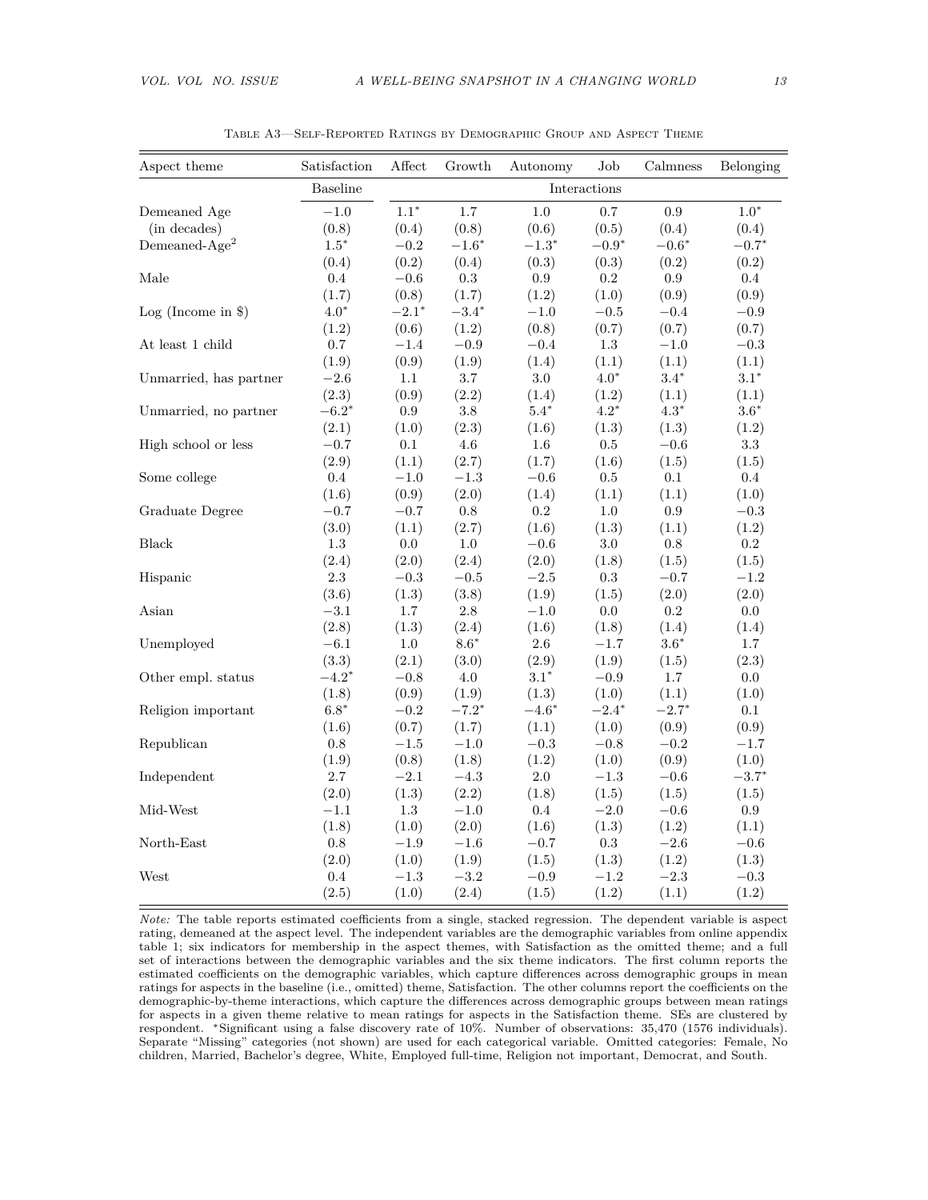Table A3—Self-Reported Ratings by Demographic Group and Aspect Theme

| Aspect theme | Satisfaction | Affect | Growth | Autonomy | Job | Calmness | Belonging |
|---|---|---|---|---|---|---|---|
| | Baseline | Interactions | | | | | |
| Demeaned Age | −1.0 | 1.1* | 1.7 | 1.0 | 0.7 | 0.9 | 1.0* |
| (in decades) | (0.8) | (0.4) | (0.8) | (0.6) | (0.5) | (0.4) | (0.4) |
| Demeaned-Age$^2$ | 1.5* | −0.2 | −1.6* | −1.3* | −0.9* | −0.6* | −0.7* |
| | (0.4) | (0.2) | (0.4) | (0.3) | (0.3) | (0.2) | (0.2) |
| Male | 0.4 | −0.6 | 0.3 | 0.9 | 0.2 | 0.9 | 0.4 |
| | (1.7) | (0.8) | (1.7) | (1.2) | (1.0) | (0.9) | (0.9) |
| Log (Income in $) | 4.0* | −2.1* | −3.4* | −1.0 | −0.5 | −0.4 | −0.9 |
| | (1.2) | (0.6) | (1.2) | (0.8) | (0.7) | (0.7) | (0.7) |
| At least 1 child | 0.7 | −1.4 | −0.9 | −0.4 | 1.3 | −1.0 | −0.3 |
| | (1.9) | (0.9) | (1.9) | (1.4) | (1.1) | (1.1) | (1.1) |
| Unmarried, has partner | −2.6 | 1.1 | 3.7 | 3.0 | 4.0* | 3.4* | 3.1* |
| | (2.3) | (0.9) | (2.2) | (1.4) | (1.2) | (1.1) | (1.1) |
| Unmarried, no partner | −6.2* | 0.9 | 3.8 | 5.4* | 4.2* | 4.3* | 3.6* |
| | (2.1) | (1.0) | (2.3) | (1.6) | (1.3) | (1.3) | (1.2) |
| High school or less | −0.7 | 0.1 | 4.6 | 1.6 | 0.5 | −0.6 | 3.3 |
| | (2.9) | (1.1) | (2.7) | (1.7) | (1.6) | (1.5) | (1.5) |
| Some college | 0.4 | −1.0 | −1.3 | −0.6 | 0.5 | 0.1 | 0.4 |
| | (1.6) | (0.9) | (2.0) | (1.4) | (1.1) | (1.1) | (1.0) |
| Graduate Degree | −0.7 | −0.7 | 0.8 | 0.2 | 1.0 | 0.9 | −0.3 |
| | (3.0) | (1.1) | (2.7) | (1.6) | (1.3) | (1.1) | (1.2) |
| Black | 1.3 | 0.0 | 1.0 | −0.6 | 3.0 | 0.8 | 0.2 |
| | (2.4) | (2.0) | (2.4) | (2.0) | (1.8) | (1.5) | (1.5) |
| Hispanic | 2.3 | −0.3 | −0.5 | −2.5 | 0.3 | −0.7 | −1.2 |
| | (3.6) | (1.3) | (3.8) | (1.9) | (1.5) | (2.0) | (2.0) |
| Asian | −3.1 | 1.7 | 2.8 | −1.0 | 0.0 | 0.2 | 0.0 |
| | (2.8) | (1.3) | (2.4) | (1.6) | (1.8) | (1.4) | (1.4) |
| Unemployed | −6.1 | 1.0 | 8.6* | 2.6 | −1.7 | 3.6* | 1.7 |
| | (3.3) | (2.1) | (3.0) | (2.9) | (1.9) | (1.5) | (2.3) |
| Other empl. status | −4.2* | −0.8 | 4.0 | 3.1* | −0.9 | 1.7 | 0.0 |
| | (1.8) | (0.9) | (1.9) | (1.3) | (1.0) | (1.1) | (1.0) |
| Religion important | 6.8* | −0.2 | −7.2* | −4.6* | −2.4* | −2.7* | 0.1 |
| | (1.6) | (0.7) | (1.7) | (1.1) | (1.0) | (0.9) | (0.9) |
| Republican | 0.8 | −1.5 | −1.0 | −0.3 | −0.8 | −0.2 | −1.7 |
| | (1.9) | (0.8) | (1.8) | (1.2) | (1.0) | (0.9) | (1.0) |
| Independent | 2.7 | −2.1 | −4.3 | 2.0 | −1.3 | −0.6 | −3.7* |
| | (2.0) | (1.3) | (2.2) | (1.8) | (1.5) | (1.5) | (1.5) |
| Mid-West | −1.1 | 1.3 | −1.0 | 0.4 | −2.0 | −0.6 | 0.9 |
| | (1.8) | (1.0) | (2.0) | (1.6) | (1.3) | (1.2) | (1.1) |
| North-East | 0.8 | −1.9 | −1.6 | −0.7 | 0.3 | −2.6 | −0.6 |
| | (2.0) | (1.0) | (1.9) | (1.5) | (1.3) | (1.2) | (1.3) |
| West | 0.4 | −1.3 | −3.2 | −0.9 | −1.2 | −2.3 | −0.3 |
| | (2.5) | (1.0) | (2.4) | (1.5) | (1.2) | (1.1) | (1.2) |

*Note:* The table reports estimated coefficients from a single, stacked regression. The dependent variable is aspect rating, demeaned at the aspect level. The independent variables are the demographic variables from online appendix table 1; six indicators for membership in the aspect themes, with Satisfaction as the omitted theme; and a full set of interactions between the demographic variables and the six theme indicators. The first column reports the estimated coefficients on the demographic variables, which capture differences across demographic groups in mean ratings for aspects in the baseline (i.e., omitted) theme, Satisfaction. The other columns report the coefficients on the demographic-by-theme interactions, which capture the differences across demographic groups between mean ratings for aspects in a given theme relative to mean ratings for aspects in the Satisfaction theme. SEs are clustered by respondent. *Significant using a false discovery rate of 10%. Number of observations: 35,470 (1576 individuals). Separate "Missing" categories (not shown) are used for each categorical variable. Omitted categories: Female, No children, Married, Bachelor's degree, White, Employed full-time, Religion not important, Democrat, and South.